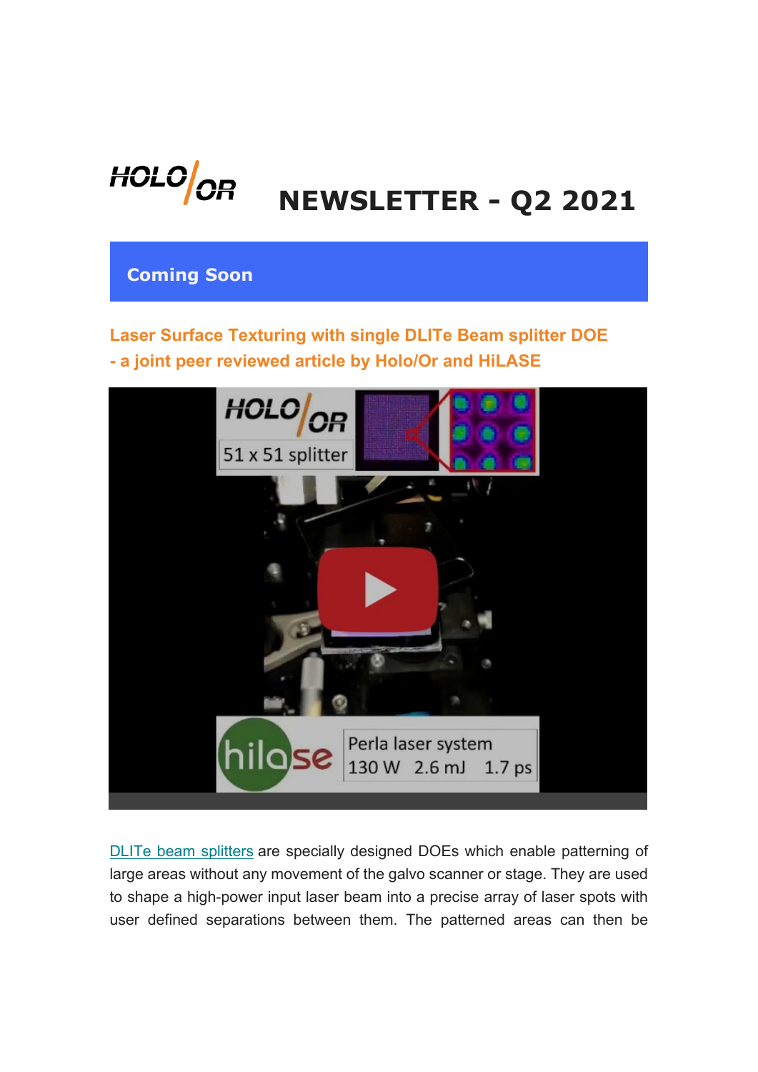# NEWSLETTER - Q2 2021

## Coming Soon

### Laser Surface Texturing with single DLITe Beam splitter DOE - a joint peer reviewed article by Holo/Or and HiLASE

DLITe beam splitters are specially designed DOEs which enable patterning of large areas without any movement of the galvo scanner or stage. They are used to shape a high-power input laser beam into a precise array of laser spots with user defined separations between them. The patterned areas can then be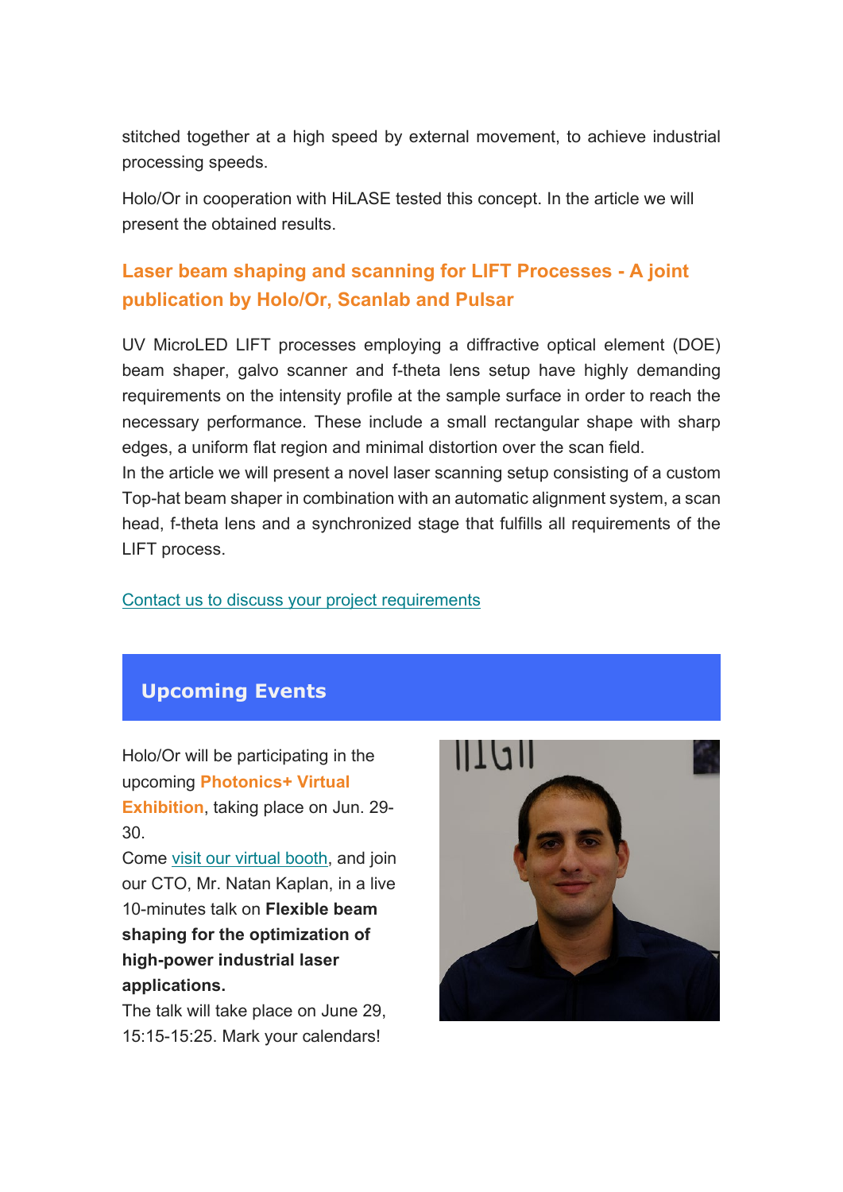stitched together at a high speed by external movement, to achieve industrial processing speeds.

Holo/Or in cooperation with HiLASE tested this concept. In the article we will present the obtained results.

### Laser beam shaping and scanning for LIFT Processes - A joint publication by Holo/Or, Scanlab and Pulsar

UV MicroLED LIFT processes employing a diffractive optical element (DOE) beam shaper, galvo scanner and f-theta lens setup have highly demanding requirements on the intensity profile at the sample surface in order to reach the necessary performance. These include a small rectangular shape with sharp edges, a uniform flat region and minimal distortion over the scan field.
In the article we will present a novel laser scanning setup consisting of a custom Top-hat beam shaper in combination with an automatic alignment system, a scan head, f-theta lens and a synchronized stage that fulfills all requirements of the LIFT process.

Contact us to discuss your project requirements

## Upcoming Events

Holo/Or will be participating in the upcoming **Photonics+ Virtual Exhibition**, taking place on Jun. 29-30.
Come visit our virtual booth, and join our CTO, Mr. Natan Kaplan, in a live 10-minutes talk on **Flexible beam shaping for the optimization of high-power industrial laser applications.**
The talk will take place on June 29, 15:15-15:25. Mark your calendars!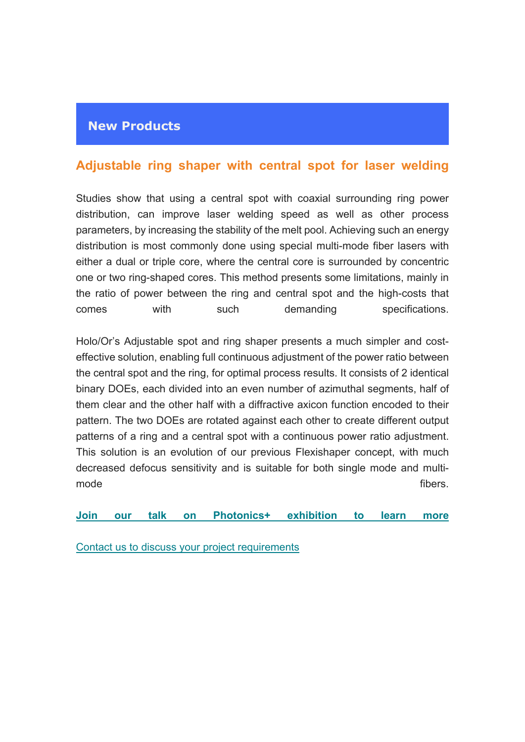## New Products

### Adjustable ring shaper with central spot for laser welding

Studies show that using a central spot with coaxial surrounding ring power distribution, can improve laser welding speed as well as other process parameters, by increasing the stability of the melt pool. Achieving such an energy distribution is most commonly done using special multi-mode fiber lasers with either a dual or triple core, where the central core is surrounded by concentric one or two ring-shaped cores. This method presents some limitations, mainly in the ratio of power between the ring and central spot and the high-costs that comes with such demanding specifications.

Holo/Or's Adjustable spot and ring shaper presents a much simpler and cost-effective solution, enabling full continuous adjustment of the power ratio between the central spot and the ring, for optimal process results. It consists of 2 identical binary DOEs, each divided into an even number of azimuthal segments, half of them clear and the other half with a diffractive axicon function encoded to their pattern. The two DOEs are rotated against each other to create different output patterns of a ring and a central spot with a continuous power ratio adjustment. This solution is an evolution of our previous Flexishaper concept, with much decreased defocus sensitivity and is suitable for both single mode and multi-mode fibers.

**Join our talk on Photonics+ exhibition to learn more**

Contact us to discuss your project requirements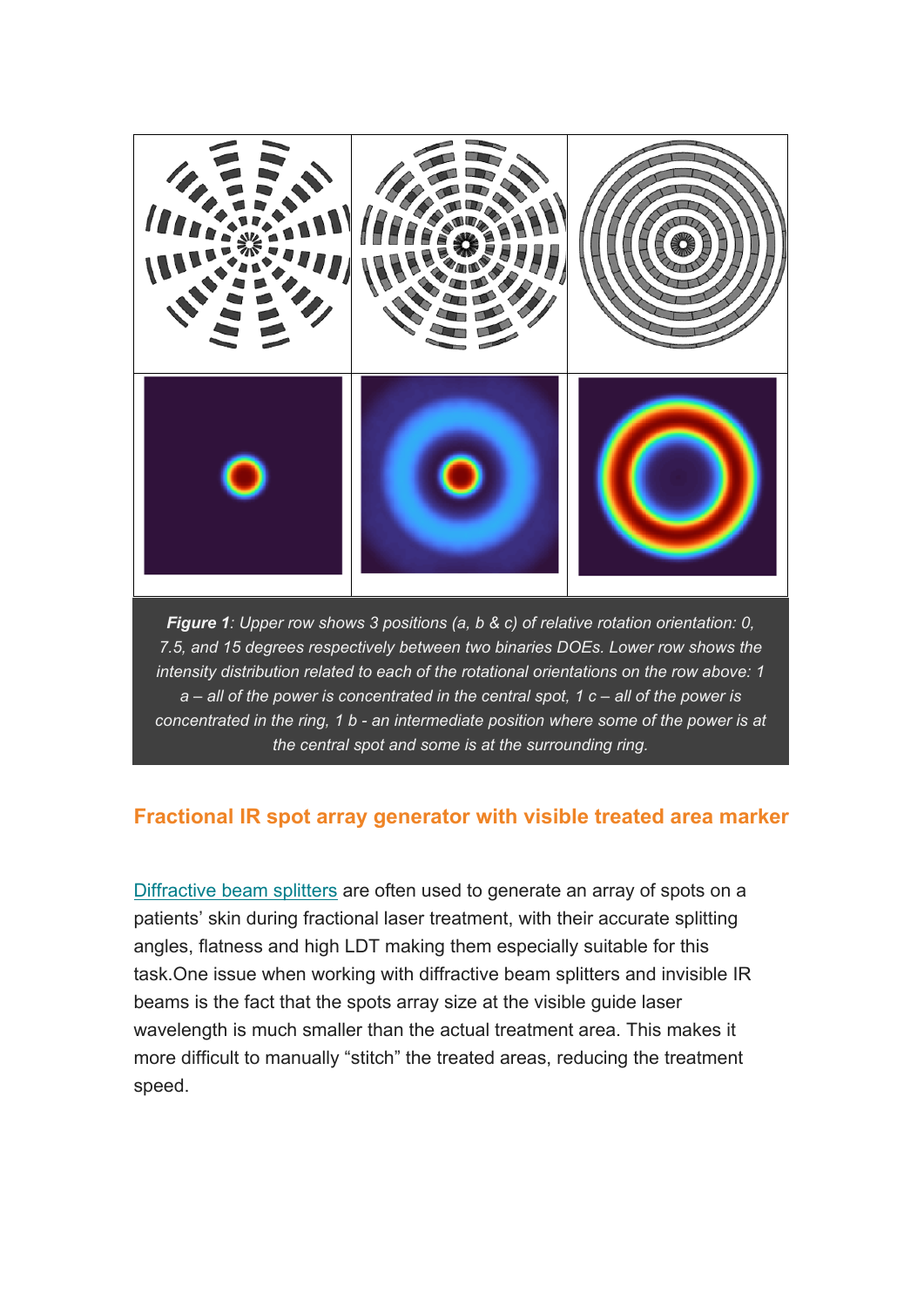***Figure 1**: Upper row shows 3 positions (a, b & c) of relative rotation orientation: 0, 7.5, and 15 degrees respectively between two binaries DOEs. Lower row shows the intensity distribution related to each of the rotational orientations on the row above: 1 a – all of the power is concentrated in the central spot, 1 c – all of the power is concentrated in the ring, 1 b - an intermediate position where some of the power is at the central spot and some is at the surrounding ring.*

## Fractional IR spot array generator with visible treated area marker

Diffractive beam splitters are often used to generate an array of spots on a patients' skin during fractional laser treatment, with their accurate splitting angles, flatness and high LDT making them especially suitable for this task.One issue when working with diffractive beam splitters and invisible IR beams is the fact that the spots array size at the visible guide laser wavelength is much smaller than the actual treatment area. This makes it more difficult to manually "stitch" the treated areas, reducing the treatment speed.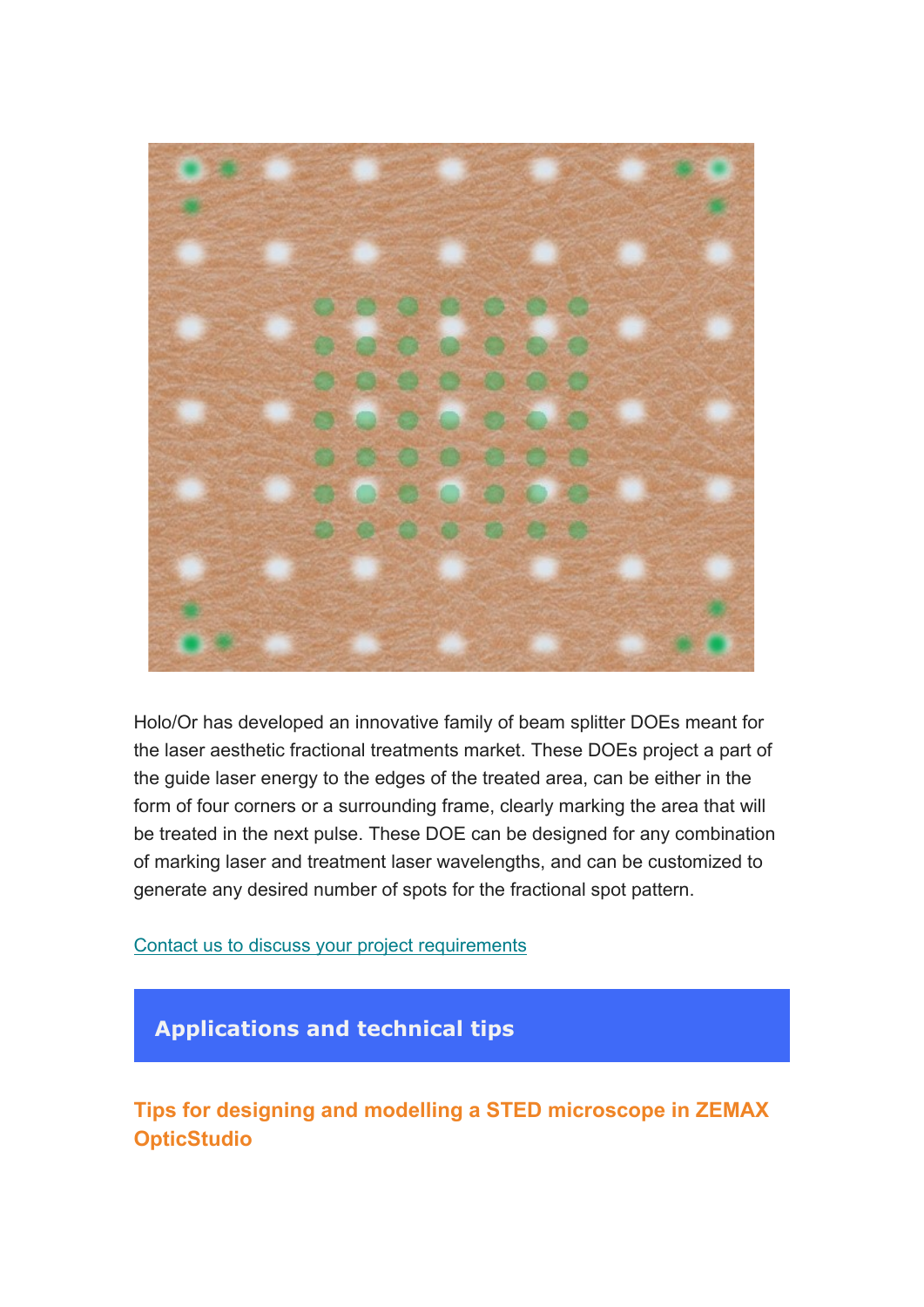Holo/Or has developed an innovative family of beam splitter DOEs meant for the laser aesthetic fractional treatments market. These DOEs project a part of the guide laser energy to the edges of the treated area, can be either in the form of four corners or a surrounding frame, clearly marking the area that will be treated in the next pulse. These DOE can be designed for any combination of marking laser and treatment laser wavelengths, and can be customized to generate any desired number of spots for the fractional spot pattern.

[Contact us to discuss your project requirements]

## Applications and technical tips

### Tips for designing and modelling a STED microscope in ZEMAX OpticStudio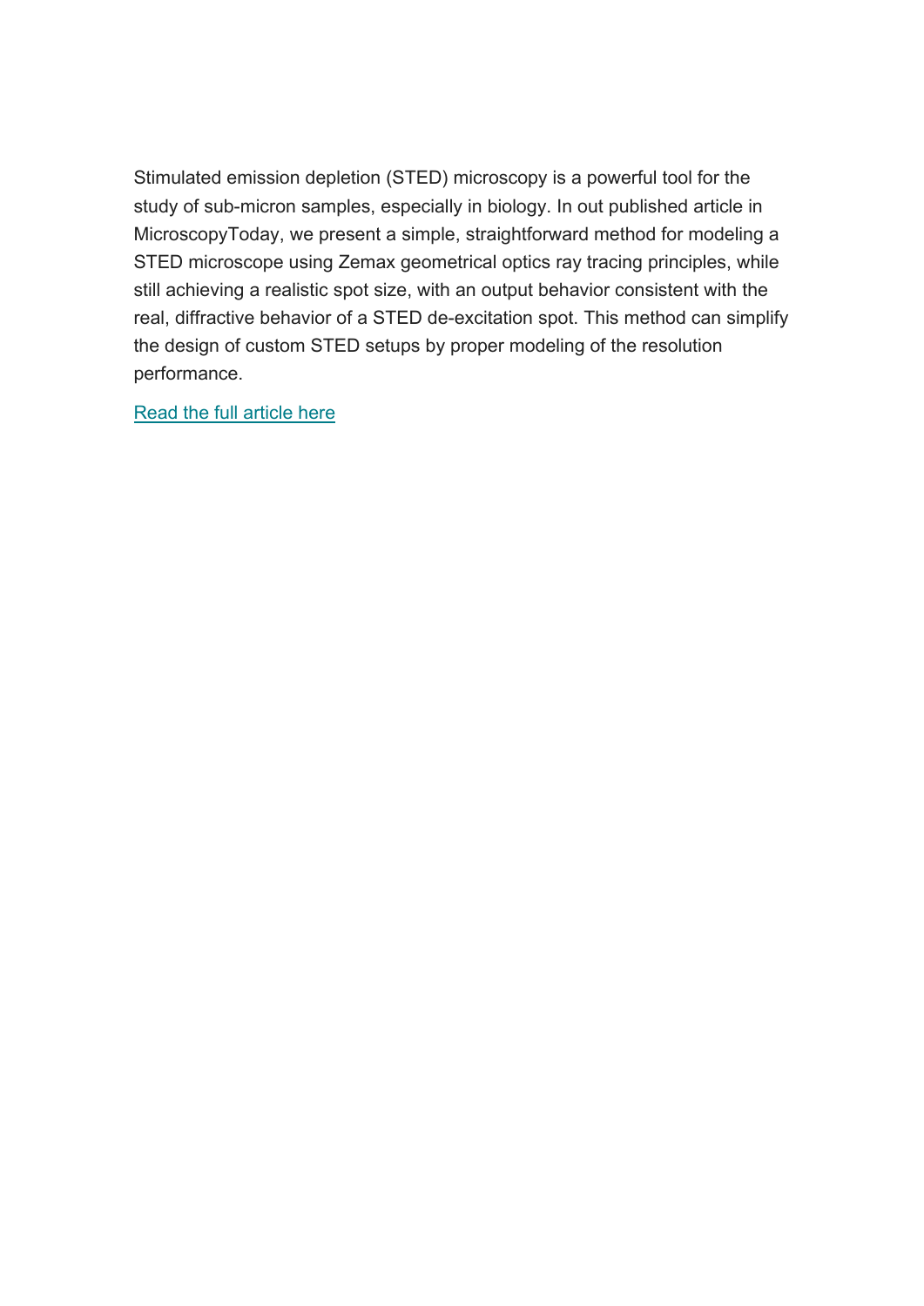Stimulated emission depletion (STED) microscopy is a powerful tool for the study of sub-micron samples, especially in biology. In out published article in MicroscopyToday, we present a simple, straightforward method for modeling a STED microscope using Zemax geometrical optics ray tracing principles, while still achieving a realistic spot size, with an output behavior consistent with the real, diffractive behavior of a STED de-excitation spot. This method can simplify the design of custom STED setups by proper modeling of the resolution performance.

Read the full article here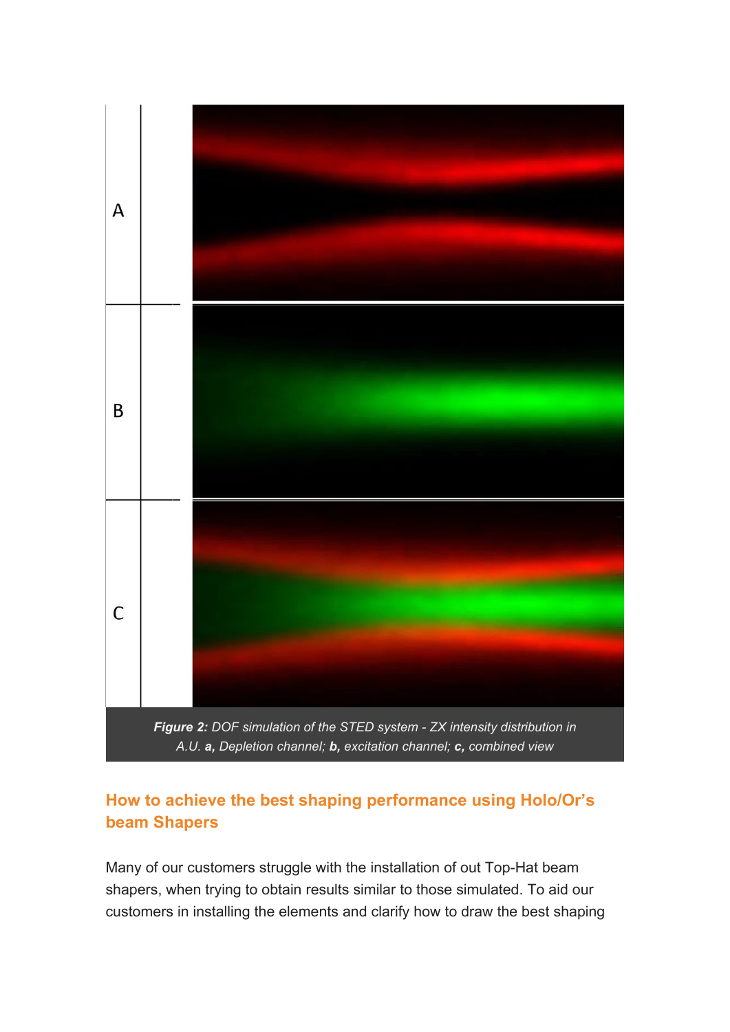A

B

C

***Figure 2:*** *DOF simulation of the STED system - ZX intensity distribution in A.U.* ***a,*** *Depletion channel;* ***b,*** *excitation channel;* ***c,*** *combined view*

## How to achieve the best shaping performance using Holo/Or's beam Shapers

Many of our customers struggle with the installation of out Top-Hat beam shapers, when trying to obtain results similar to those simulated. To aid our customers in installing the elements and clarify how to draw the best shaping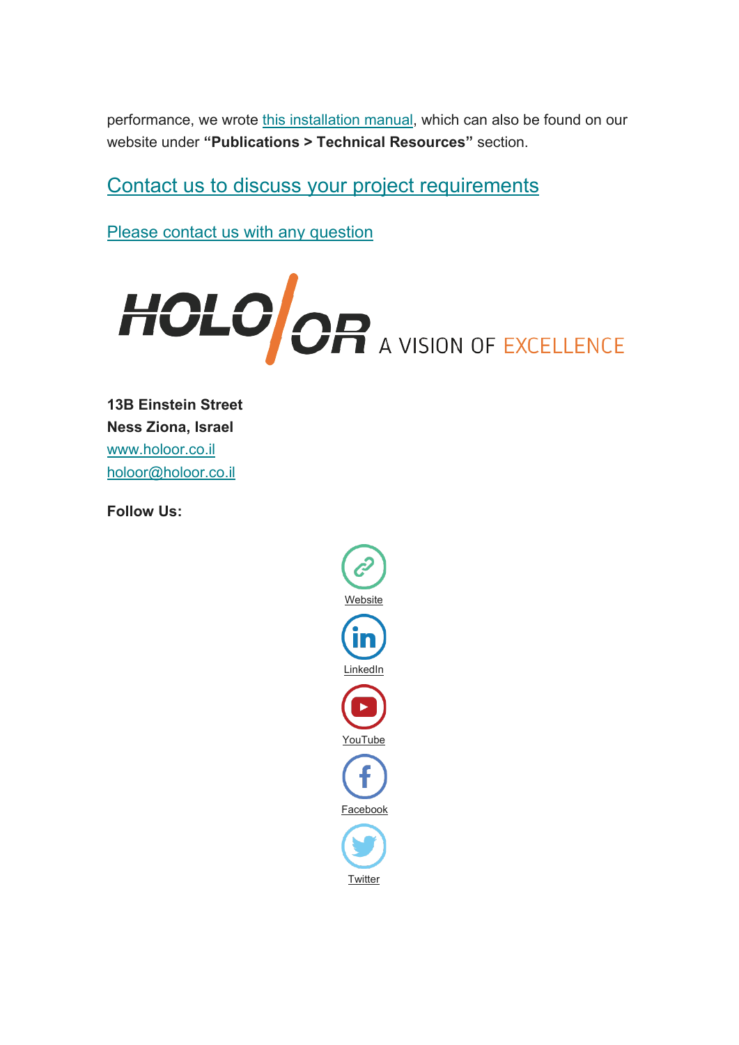performance, we wrote this installation manual, which can also be found on our website under **"Publications > Technical Resources"** section.

## Contact us to discuss your project requirements

Please contact us with any question

HOLO/OR A VISION OF EXCELLENCE

**13B Einstein Street**
**Ness Ziona, Israel**
www.holoor.co.il
holoor@holoor.co.il

**Follow Us:**

Website

LinkedIn

YouTube

Facebook

Twitter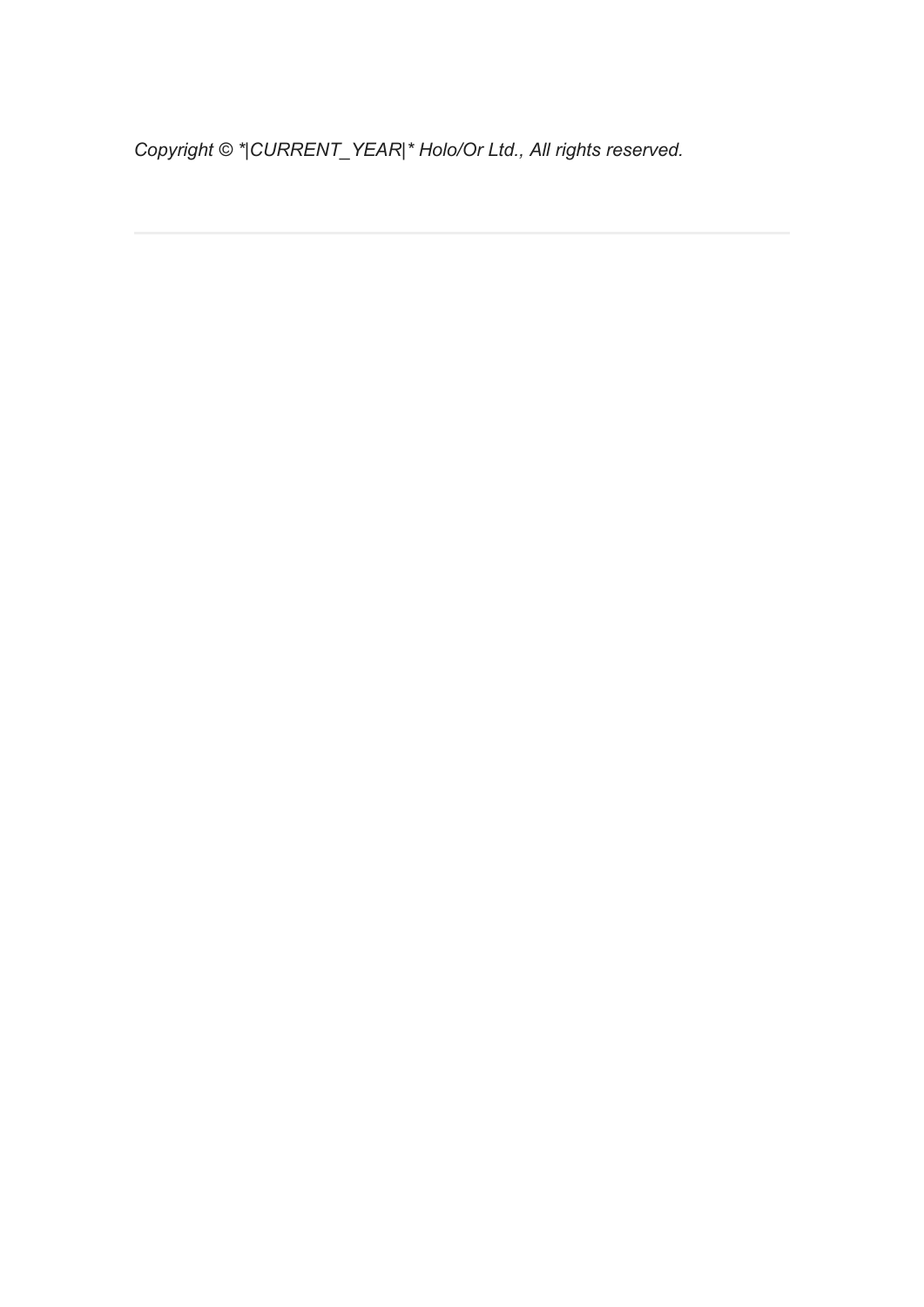*Copyright © *|CURRENT_YEAR|* Holo/Or Ltd., All rights reserved.*

---